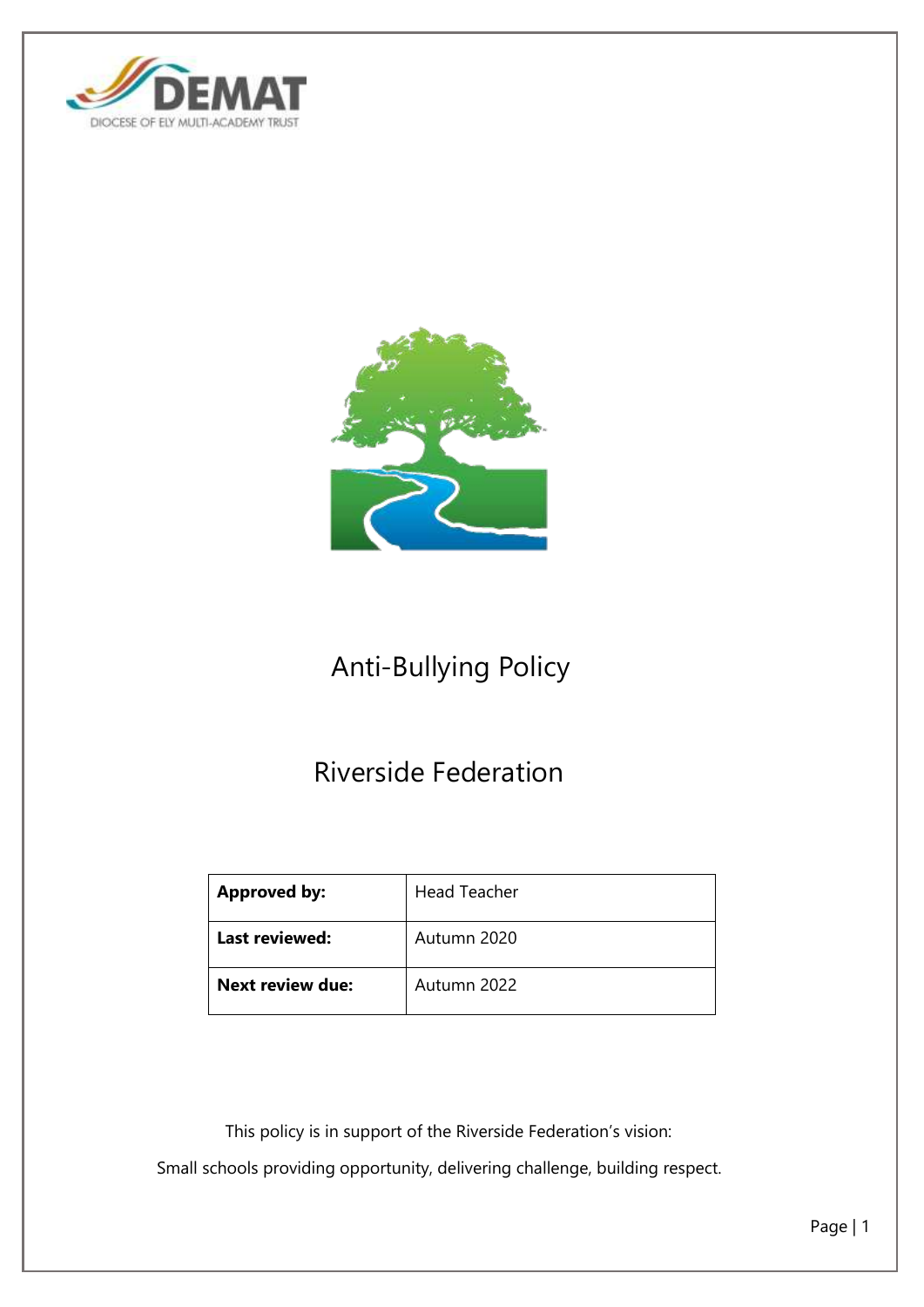DEMAT

DIOCESE OF ELY MULTI-ACADEMY TRUST

# Anti-Bullying Policy

# Riverside Federation

| Approved by: | Head Teacher |
|---|---|
| Last reviewed: | Autumn 2020 |
| Next review due: | Autumn 2022 |

This policy is in support of the Riverside Federation's vision:

Small schools providing opportunity, delivering challenge, building respect.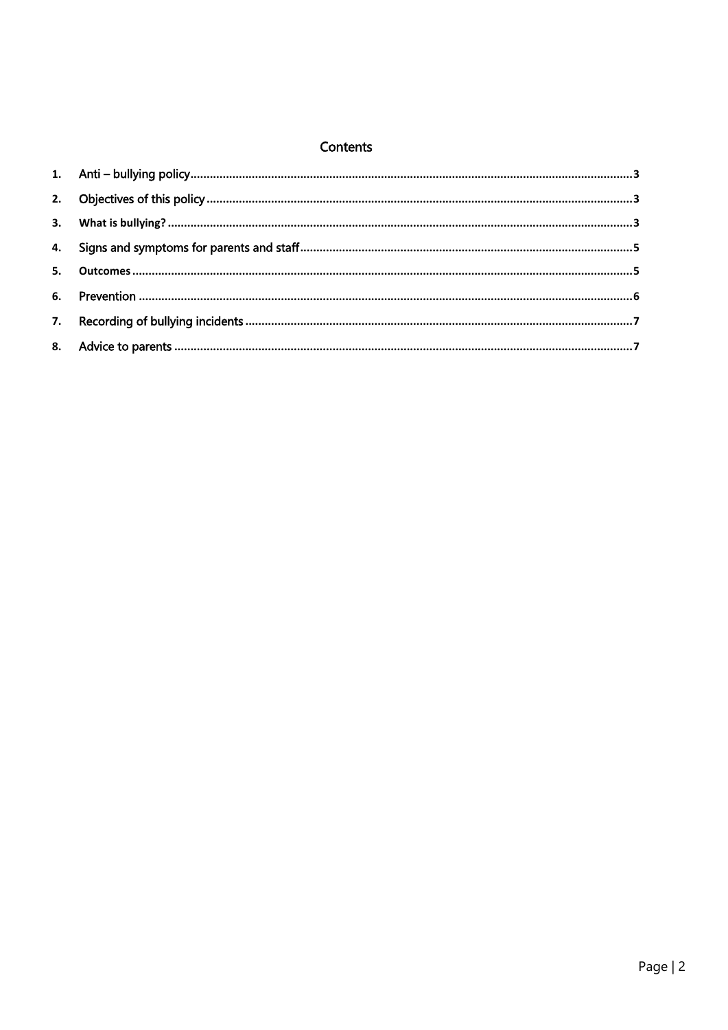# Contents

1. Anti – bullying policy ........ 3
2. Objectives of this policy ........ 3
3. What is bullying? ........ 3
4. Signs and symptoms for parents and staff ........ 5
5. Outcomes ........ 5
6. Prevention ........ 6
7. Recording of bullying incidents ........ 7
8. Advice to parents ........ 7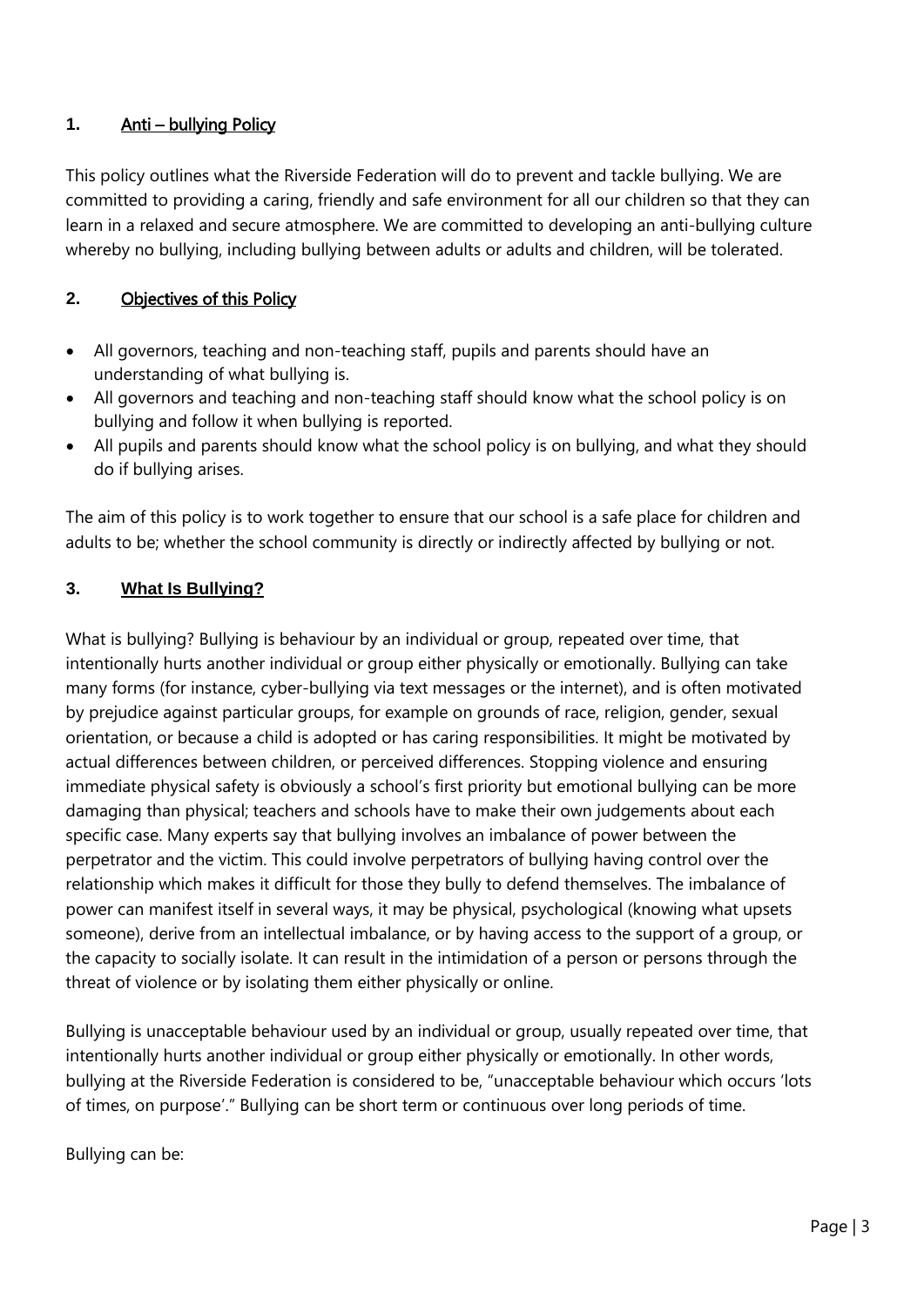## 1. Anti – bullying Policy

This policy outlines what the Riverside Federation will do to prevent and tackle bullying. We are committed to providing a caring, friendly and safe environment for all our children so that they can learn in a relaxed and secure atmosphere. We are committed to developing an anti-bullying culture whereby no bullying, including bullying between adults or adults and children, will be tolerated.

## 2. Objectives of this Policy

- All governors, teaching and non-teaching staff, pupils and parents should have an understanding of what bullying is.
- All governors and teaching and non-teaching staff should know what the school policy is on bullying and follow it when bullying is reported.
- All pupils and parents should know what the school policy is on bullying, and what they should do if bullying arises.

The aim of this policy is to work together to ensure that our school is a safe place for children and adults to be; whether the school community is directly or indirectly affected by bullying or not.

## 3. What Is Bullying?

What is bullying? Bullying is behaviour by an individual or group, repeated over time, that intentionally hurts another individual or group either physically or emotionally. Bullying can take many forms (for instance, cyber-bullying via text messages or the internet), and is often motivated by prejudice against particular groups, for example on grounds of race, religion, gender, sexual orientation, or because a child is adopted or has caring responsibilities. It might be motivated by actual differences between children, or perceived differences. Stopping violence and ensuring immediate physical safety is obviously a school's first priority but emotional bullying can be more damaging than physical; teachers and schools have to make their own judgements about each specific case. Many experts say that bullying involves an imbalance of power between the perpetrator and the victim. This could involve perpetrators of bullying having control over the relationship which makes it difficult for those they bully to defend themselves. The imbalance of power can manifest itself in several ways, it may be physical, psychological (knowing what upsets someone), derive from an intellectual imbalance, or by having access to the support of a group, or the capacity to socially isolate. It can result in the intimidation of a person or persons through the threat of violence or by isolating them either physically or online.

Bullying is unacceptable behaviour used by an individual or group, usually repeated over time, that intentionally hurts another individual or group either physically or emotionally. In other words, bullying at the Riverside Federation is considered to be, "unacceptable behaviour which occurs 'lots of times, on purpose'." Bullying can be short term or continuous over long periods of time.

Bullying can be: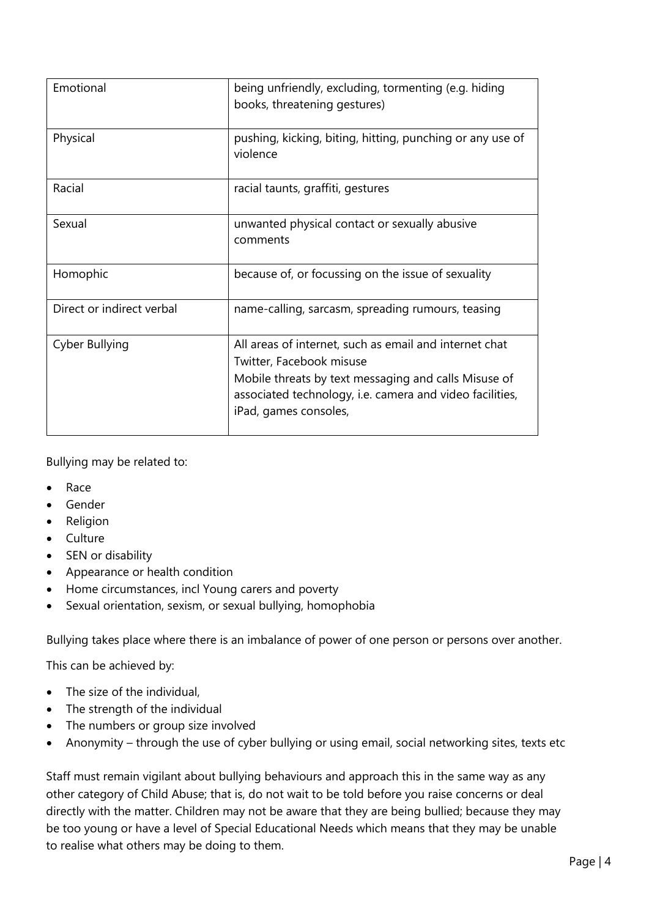| Emotional | being unfriendly, excluding, tormenting (e.g. hiding books, threatening gestures) |
|---|---|
| Physical | pushing, kicking, biting, hitting, punching or any use of violence |
| Racial | racial taunts, graffiti, gestures |
| Sexual | unwanted physical contact or sexually abusive comments |
| Homophic | because of, or focussing on the issue of sexuality |
| Direct or indirect verbal | name-calling, sarcasm, spreading rumours, teasing |
| Cyber Bullying | All areas of internet, such as email and internet chat Twitter, Facebook misuse<br>Mobile threats by text messaging and calls Misuse of associated technology, i.e. camera and video facilities, iPad, games consoles, |

Bullying may be related to:

- Race
- Gender
- Religion
- Culture
- SEN or disability
- Appearance or health condition
- Home circumstances, incl Young carers and poverty
- Sexual orientation, sexism, or sexual bullying, homophobia

Bullying takes place where there is an imbalance of power of one person or persons over another.

This can be achieved by:

- The size of the individual,
- The strength of the individual
- The numbers or group size involved
- Anonymity – through the use of cyber bullying or using email, social networking sites, texts etc

Staff must remain vigilant about bullying behaviours and approach this in the same way as any other category of Child Abuse; that is, do not wait to be told before you raise concerns or deal directly with the matter. Children may not be aware that they are being bullied; because they may be too young or have a level of Special Educational Needs which means that they may be unable to realise what others may be doing to them.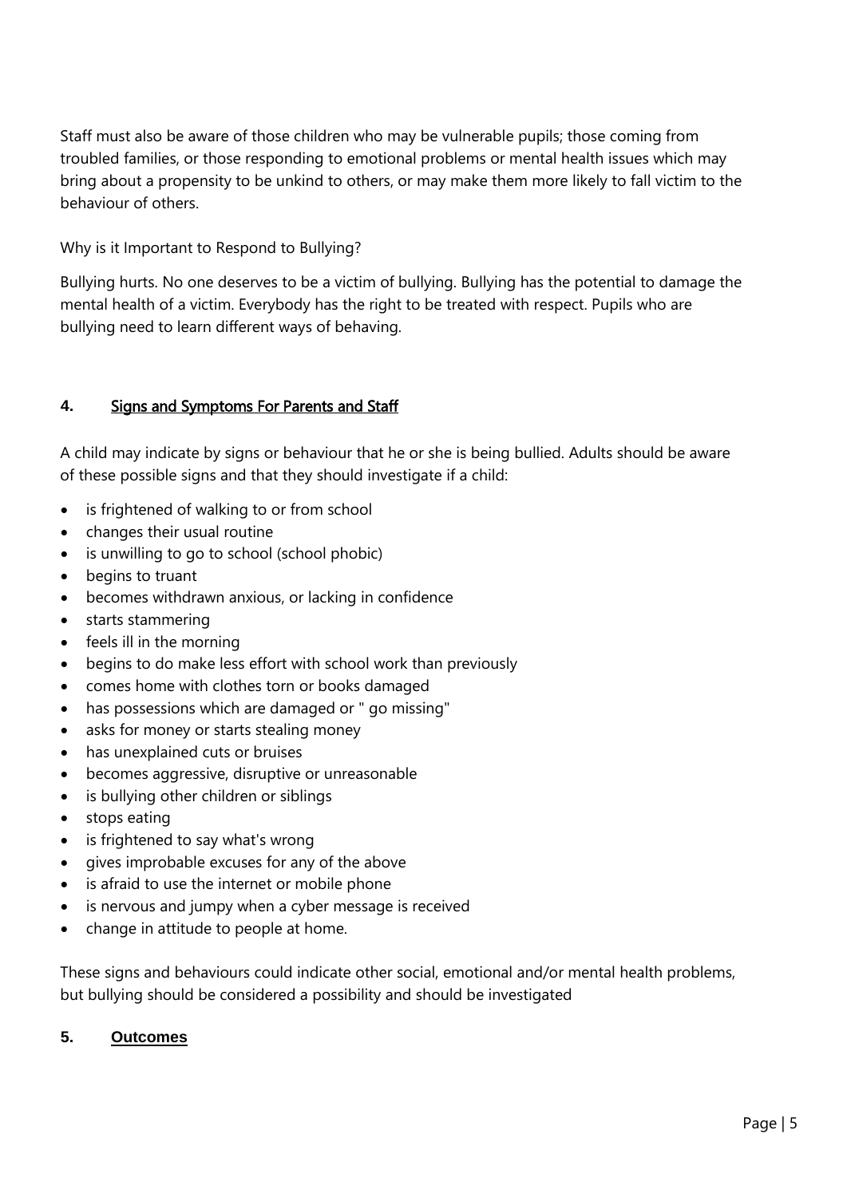Staff must also be aware of those children who may be vulnerable pupils; those coming from troubled families, or those responding to emotional problems or mental health issues which may bring about a propensity to be unkind to others, or may make them more likely to fall victim to the behaviour of others.

Why is it Important to Respond to Bullying?

Bullying hurts. No one deserves to be a victim of bullying. Bullying has the potential to damage the mental health of a victim. Everybody has the right to be treated with respect. Pupils who are bullying need to learn different ways of behaving.

## 4. Signs and Symptoms For Parents and Staff

A child may indicate by signs or behaviour that he or she is being bullied. Adults should be aware of these possible signs and that they should investigate if a child:

- is frightened of walking to or from school
- changes their usual routine
- is unwilling to go to school (school phobic)
- begins to truant
- becomes withdrawn anxious, or lacking in confidence
- starts stammering
- feels ill in the morning
- begins to do make less effort with school work than previously
- comes home with clothes torn or books damaged
- has possessions which are damaged or " go missing"
- asks for money or starts stealing money
- has unexplained cuts or bruises
- becomes aggressive, disruptive or unreasonable
- is bullying other children or siblings
- stops eating
- is frightened to say what's wrong
- gives improbable excuses for any of the above
- is afraid to use the internet or mobile phone
- is nervous and jumpy when a cyber message is received
- change in attitude to people at home.

These signs and behaviours could indicate other social, emotional and/or mental health problems, but bullying should be considered a possibility and should be investigated

## 5. Outcomes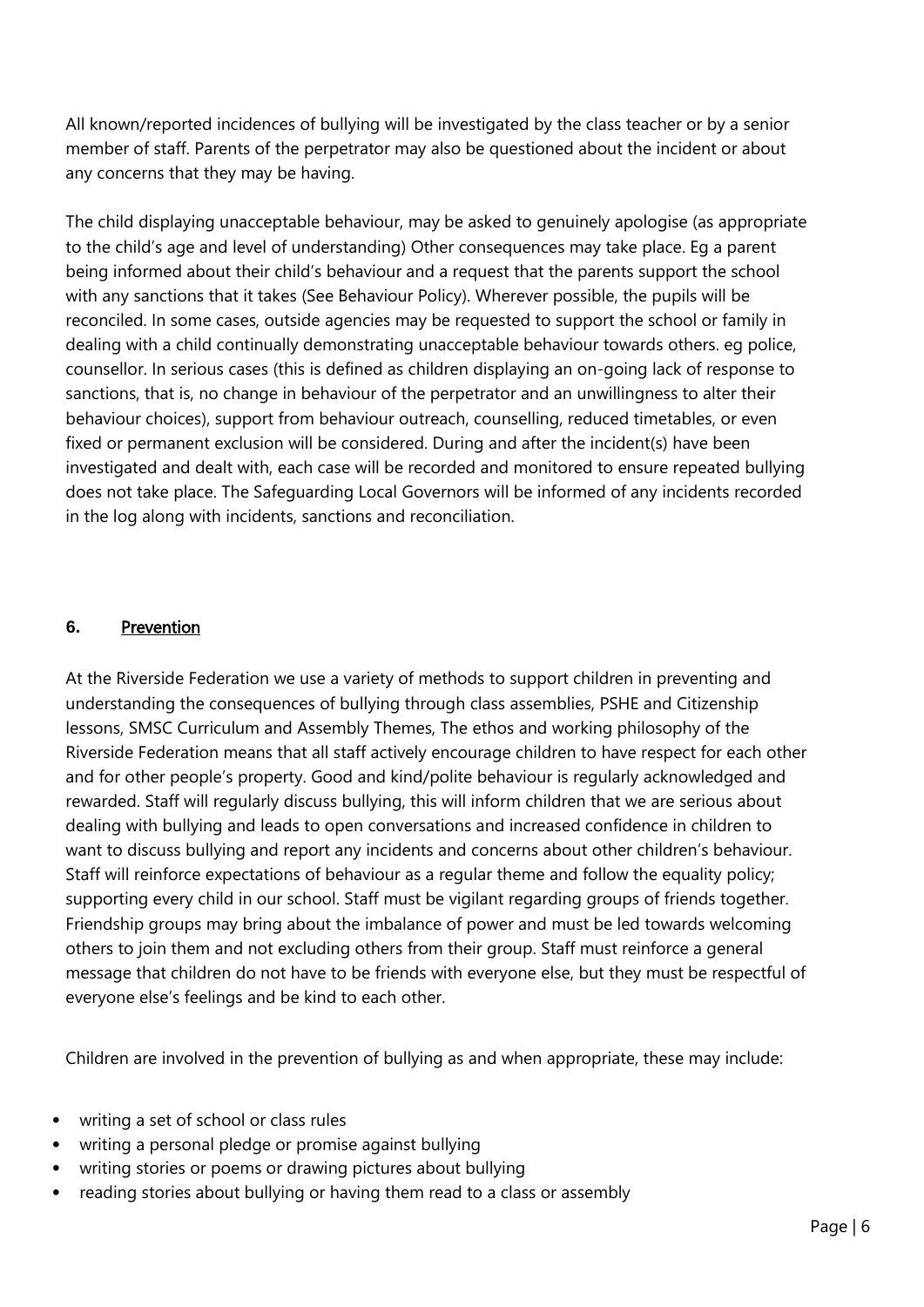All known/reported incidences of bullying will be investigated by the class teacher or by a senior member of staff. Parents of the perpetrator may also be questioned about the incident or about any concerns that they may be having.

The child displaying unacceptable behaviour, may be asked to genuinely apologise (as appropriate to the child's age and level of understanding) Other consequences may take place. Eg a parent being informed about their child's behaviour and a request that the parents support the school with any sanctions that it takes (See Behaviour Policy). Wherever possible, the pupils will be reconciled. In some cases, outside agencies may be requested to support the school or family in dealing with a child continually demonstrating unacceptable behaviour towards others. eg police, counsellor. In serious cases (this is defined as children displaying an on-going lack of response to sanctions, that is, no change in behaviour of the perpetrator and an unwillingness to alter their behaviour choices), support from behaviour outreach, counselling, reduced timetables, or even fixed or permanent exclusion will be considered. During and after the incident(s) have been investigated and dealt with, each case will be recorded and monitored to ensure repeated bullying does not take place. The Safeguarding Local Governors will be informed of any incidents recorded in the log along with incidents, sanctions and reconciliation.

## 6. Prevention

At the Riverside Federation we use a variety of methods to support children in preventing and understanding the consequences of bullying through class assemblies, PSHE and Citizenship lessons, SMSC Curriculum and Assembly Themes, The ethos and working philosophy of the Riverside Federation means that all staff actively encourage children to have respect for each other and for other people's property. Good and kind/polite behaviour is regularly acknowledged and rewarded. Staff will regularly discuss bullying, this will inform children that we are serious about dealing with bullying and leads to open conversations and increased confidence in children to want to discuss bullying and report any incidents and concerns about other children's behaviour. Staff will reinforce expectations of behaviour as a regular theme and follow the equality policy; supporting every child in our school. Staff must be vigilant regarding groups of friends together. Friendship groups may bring about the imbalance of power and must be led towards welcoming others to join them and not excluding others from their group. Staff must reinforce a general message that children do not have to be friends with everyone else, but they must be respectful of everyone else's feelings and be kind to each other.

Children are involved in the prevention of bullying as and when appropriate, these may include:

- writing a set of school or class rules
- writing a personal pledge or promise against bullying
- writing stories or poems or drawing pictures about bullying
- reading stories about bullying or having them read to a class or assembly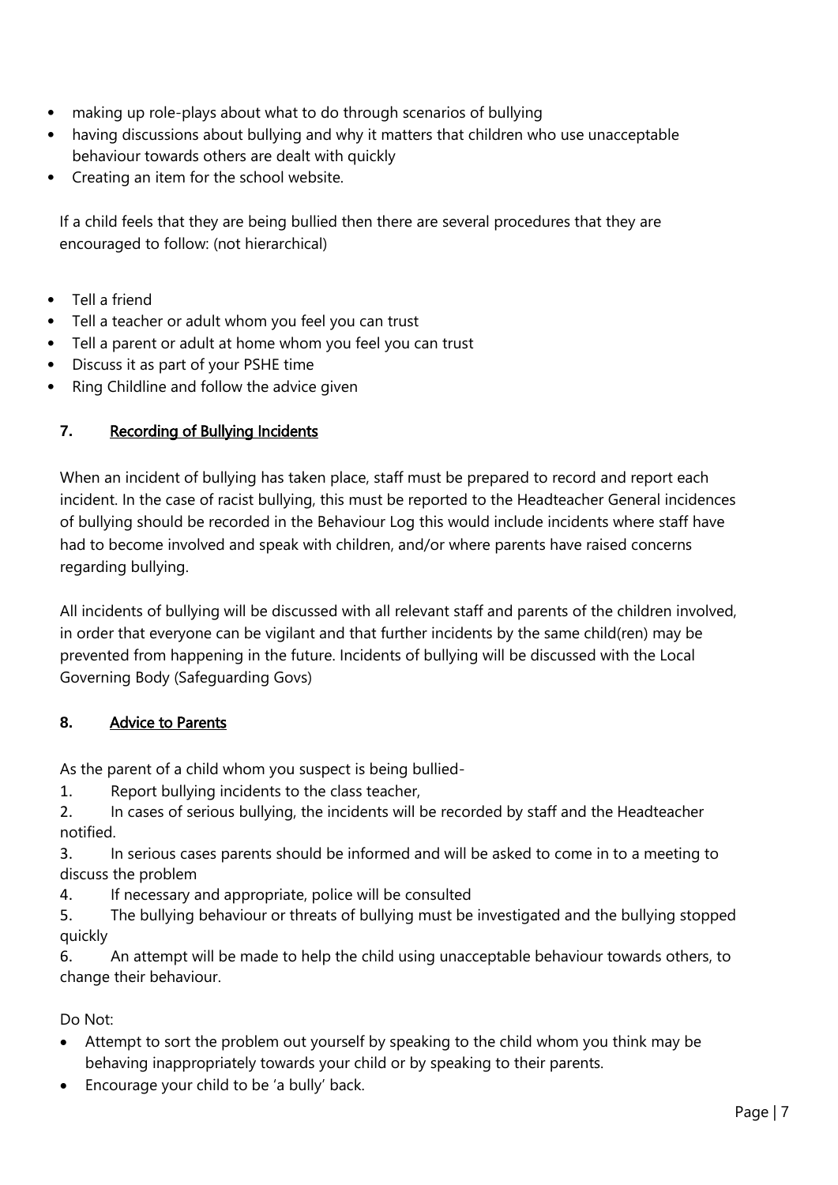- making up role-plays about what to do through scenarios of bullying
- having discussions about bullying and why it matters that children who use unacceptable behaviour towards others are dealt with quickly
- Creating an item for the school website.

If a child feels that they are being bullied then there are several procedures that they are encouraged to follow: (not hierarchical)

- Tell a friend
- Tell a teacher or adult whom you feel you can trust
- Tell a parent or adult at home whom you feel you can trust
- Discuss it as part of your PSHE time
- Ring Childline and follow the advice given

## 7. Recording of Bullying Incidents

When an incident of bullying has taken place, staff must be prepared to record and report each incident. In the case of racist bullying, this must be reported to the Headteacher General incidences of bullying should be recorded in the Behaviour Log this would include incidents where staff have had to become involved and speak with children, and/or where parents have raised concerns regarding bullying.

All incidents of bullying will be discussed with all relevant staff and parents of the children involved, in order that everyone can be vigilant and that further incidents by the same child(ren) may be prevented from happening in the future. Incidents of bullying will be discussed with the Local Governing Body (Safeguarding Govs)

## 8. Advice to Parents

As the parent of a child whom you suspect is being bullied-

1. Report bullying incidents to the class teacher,
2. In cases of serious bullying, the incidents will be recorded by staff and the Headteacher notified.
3. In serious cases parents should be informed and will be asked to come in to a meeting to discuss the problem
4. If necessary and appropriate, police will be consulted
5. The bullying behaviour or threats of bullying must be investigated and the bullying stopped quickly
6. An attempt will be made to help the child using unacceptable behaviour towards others, to change their behaviour.

Do Not:

- Attempt to sort the problem out yourself by speaking to the child whom you think may be behaving inappropriately towards your child or by speaking to their parents.
- Encourage your child to be 'a bully' back.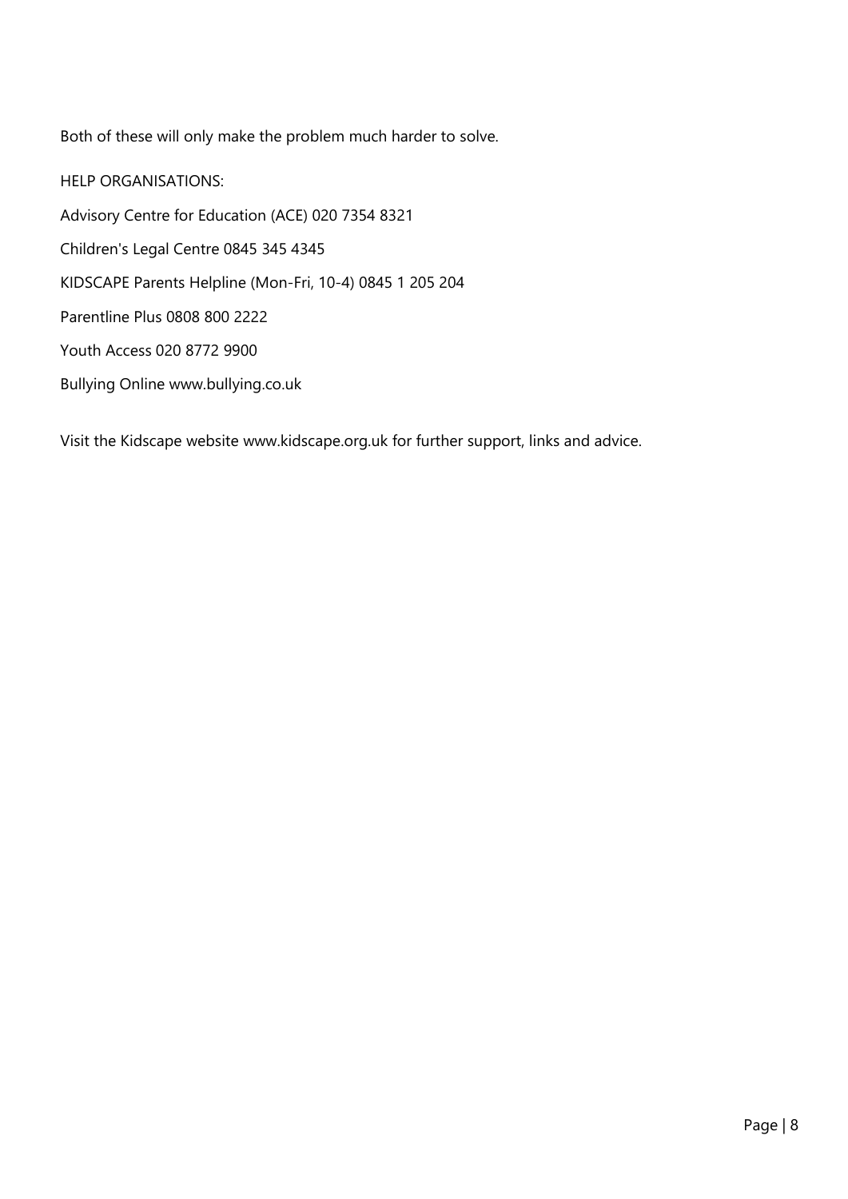Both of these will only make the problem much harder to solve.

HELP ORGANISATIONS:

Advisory Centre for Education (ACE) 020 7354 8321

Children's Legal Centre 0845 345 4345

KIDSCAPE Parents Helpline (Mon-Fri, 10-4) 0845 1 205 204

Parentline Plus 0808 800 2222

Youth Access 020 8772 9900

Bullying Online www.bullying.co.uk

Visit the Kidscape website www.kidscape.org.uk for further support, links and advice.